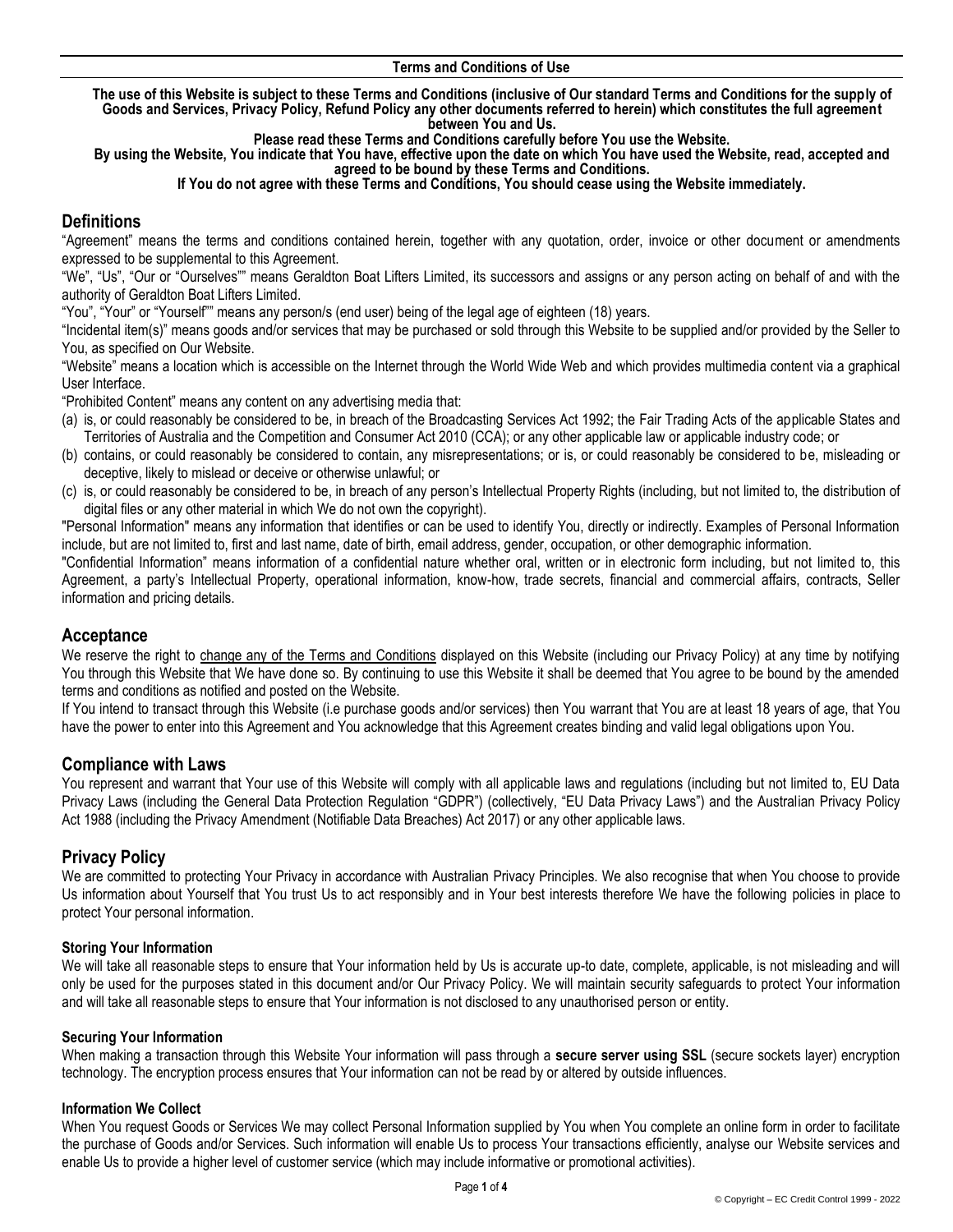# Terms and Conditions of Use

**The use of this Website is subject to these Terms and Conditions (inclusive of Our standard Terms and Conditions for the supply of Goods and Services, Privacy Policy, Refund Policy any other documents referred to herein) which constitutes the full agreement between You and Us.**

**Please read these Terms and Conditions carefully before You use the Website.**

**By using the Website, You indicate that You have, effective upon the date on which You have used the Website, read, accepted and agreed to be bound by these Terms and Conditions.**

**If You do not agree with these Terms and Conditions, You should cease using the Website immediately.**

## Definitions

"Agreement" means the terms and conditions contained herein, together with any quotation, order, invoice or other document or amendments expressed to be supplemental to this Agreement.

"We", "Us", "Our or "Ourselves"" means Geraldton Boat Lifters Limited, its successors and assigns or any person acting on behalf of and with the authority of Geraldton Boat Lifters Limited.

"You", "Your" or "Yourself"" means any person/s (end user) being of the legal age of eighteen (18) years.

"Incidental item(s)" means goods and/or services that may be purchased or sold through this Website to be supplied and/or provided by the Seller to You, as specified on Our Website.

"Website" means a location which is accessible on the Internet through the World Wide Web and which provides multimedia content via a graphical User Interface.

"Prohibited Content" means any content on any advertising media that:

(a) is, or could reasonably be considered to be, in breach of the Broadcasting Services Act 1992; the Fair Trading Acts of the applicable States and Territories of Australia and the Competition and Consumer Act 2010 (CCA); or any other applicable law or applicable industry code; or
(b) contains, or could reasonably be considered to contain, any misrepresentations; or is, or could reasonably be considered to be, misleading or deceptive, likely to mislead or deceive or otherwise unlawful; or
(c) is, or could reasonably be considered to be, in breach of any person's Intellectual Property Rights (including, but not limited to, the distribution of digital files or any other material in which We do not own the copyright).

"Personal Information" means any information that identifies or can be used to identify You, directly or indirectly. Examples of Personal Information include, but are not limited to, first and last name, date of birth, email address, gender, occupation, or other demographic information.

"Confidential Information" means information of a confidential nature whether oral, written or in electronic form including, but not limited to, this Agreement, a party's Intellectual Property, operational information, know-how, trade secrets, financial and commercial affairs, contracts, Seller information and pricing details.

## Acceptance

We reserve the right to change any of the Terms and Conditions displayed on this Website (including our Privacy Policy) at any time by notifying You through this Website that We have done so. By continuing to use this Website it shall be deemed that You agree to be bound by the amended terms and conditions as notified and posted on the Website.

If You intend to transact through this Website (i.e purchase goods and/or services) then You warrant that You are at least 18 years of age, that You have the power to enter into this Agreement and You acknowledge that this Agreement creates binding and valid legal obligations upon You.

## Compliance with Laws

You represent and warrant that Your use of this Website will comply with all applicable laws and regulations (including but not limited to, EU Data Privacy Laws (including the General Data Protection Regulation "GDPR") (collectively, "EU Data Privacy Laws") and the Australian Privacy Policy Act 1988 (including the Privacy Amendment (Notifiable Data Breaches) Act 2017) or any other applicable laws.

## Privacy Policy

We are committed to protecting Your Privacy in accordance with Australian Privacy Principles. We also recognise that when You choose to provide Us information about Yourself that You trust Us to act responsibly and in Your best interests therefore We have the following policies in place to protect Your personal information.

### Storing Your Information

We will take all reasonable steps to ensure that Your information held by Us is accurate up-to date, complete, applicable, is not misleading and will only be used for the purposes stated in this document and/or Our Privacy Policy. We will maintain security safeguards to protect Your information and will take all reasonable steps to ensure that Your information is not disclosed to any unauthorised person or entity.

### Securing Your Information

When making a transaction through this Website Your information will pass through a **secure server using SSL** (secure sockets layer) encryption technology. The encryption process ensures that Your information can not be read by or altered by outside influences.

### Information We Collect

When You request Goods or Services We may collect Personal Information supplied by You when You complete an online form in order to facilitate the purchase of Goods and/or Services. Such information will enable Us to process Your transactions efficiently, analyse our Website services and enable Us to provide a higher level of customer service (which may include informative or promotional activities).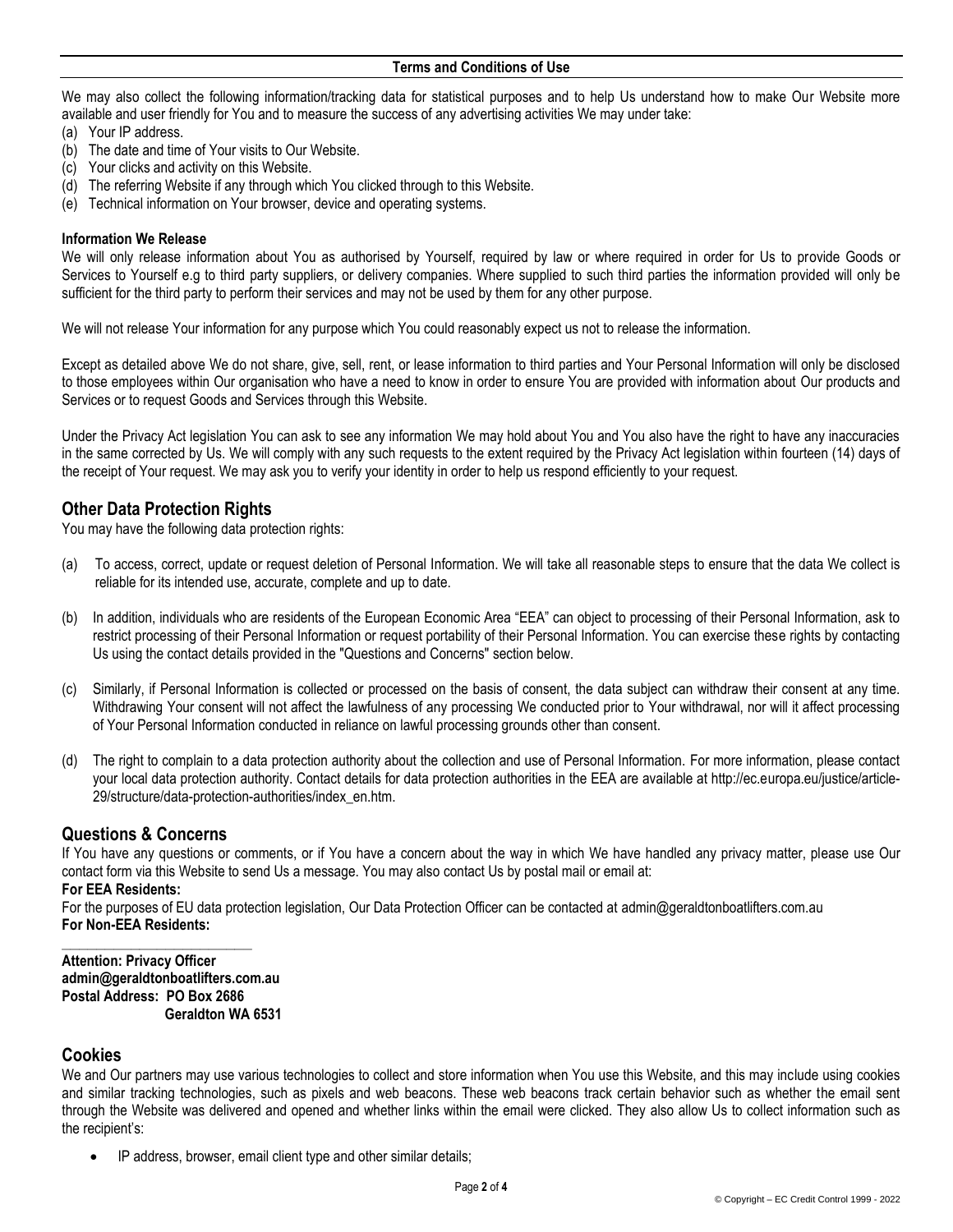We may also collect the following information/tracking data for statistical purposes and to help Us understand how to make Our Website more available and user friendly for You and to measure the success of any advertising activities We may under take:

(a) Your IP address.
(b) The date and time of Your visits to Our Website.
(c) Your clicks and activity on this Website.
(d) The referring Website if any through which You clicked through to this Website.
(e) Technical information on Your browser, device and operating systems.

**Information We Release**

We will only release information about You as authorised by Yourself, required by law or where required in order for Us to provide Goods or Services to Yourself e.g to third party suppliers, or delivery companies. Where supplied to such third parties the information provided will only be sufficient for the third party to perform their services and may not be used by them for any other purpose.

We will not release Your information for any purpose which You could reasonably expect us not to release the information.

Except as detailed above We do not share, give, sell, rent, or lease information to third parties and Your Personal Information will only be disclosed to those employees within Our organisation who have a need to know in order to ensure You are provided with information about Our products and Services or to request Goods and Services through this Website.

Under the Privacy Act legislation You can ask to see any information We may hold about You and You also have the right to have any inaccuracies in the same corrected by Us. We will comply with any such requests to the extent required by the Privacy Act legislation within fourteen (14) days of the receipt of Your request. We may ask you to verify your identity in order to help us respond efficiently to your request.

## Other Data Protection Rights

You may have the following data protection rights:

(a) To access, correct, update or request deletion of Personal Information. We will take all reasonable steps to ensure that the data We collect is reliable for its intended use, accurate, complete and up to date.

(b) In addition, individuals who are residents of the European Economic Area "EEA" can object to processing of their Personal Information, ask to restrict processing of their Personal Information or request portability of their Personal Information. You can exercise these rights by contacting Us using the contact details provided in the "Questions and Concerns" section below.

(c) Similarly, if Personal Information is collected or processed on the basis of consent, the data subject can withdraw their consent at any time. Withdrawing Your consent will not affect the lawfulness of any processing We conducted prior to Your withdrawal, nor will it affect processing of Your Personal Information conducted in reliance on lawful processing grounds other than consent.

(d) The right to complain to a data protection authority about the collection and use of Personal Information. For more information, please contact your local data protection authority. Contact details for data protection authorities in the EEA are available at http://ec.europa.eu/justice/article-29/structure/data-protection-authorities/index_en.htm.

## Questions & Concerns

If You have any questions or comments, or if You have a concern about the way in which We have handled any privacy matter, please use Our contact form via this Website to send Us a message. You may also contact Us by postal mail or email at:

**For EEA Residents:**

For the purposes of EU data protection legislation, Our Data Protection Officer can be contacted at admin@geraldtonboatlifters.com.au

**For Non-EEA Residents:**

---

**Attention: Privacy Officer**
**admin@geraldtonboatlifters.com.au**
**Postal Address: PO Box 2686**
**Geraldton WA 6531**

## Cookies

We and Our partners may use various technologies to collect and store information when You use this Website, and this may include using cookies and similar tracking technologies, such as pixels and web beacons. These web beacons track certain behavior such as whether the email sent through the Website was delivered and opened and whether links within the email were clicked. They also allow Us to collect information such as the recipient's:

- IP address, browser, email client type and other similar details;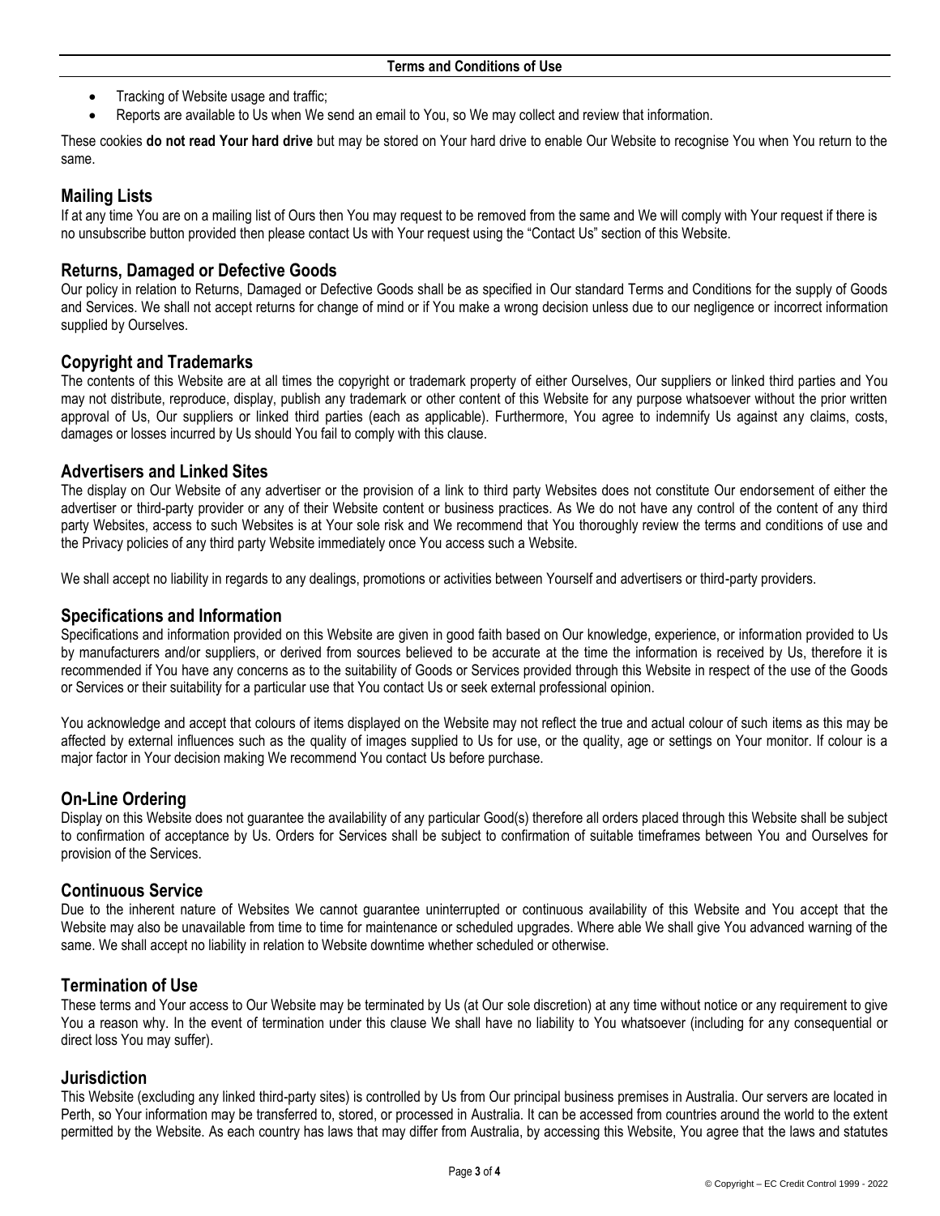- Tracking of Website usage and traffic;
- Reports are available to Us when We send an email to You, so We may collect and review that information.

These cookies **do not read Your hard drive** but may be stored on Your hard drive to enable Our Website to recognise You when You return to the same.

## Mailing Lists

If at any time You are on a mailing list of Ours then You may request to be removed from the same and We will comply with Your request if there is no unsubscribe button provided then please contact Us with Your request using the "Contact Us" section of this Website.

## Returns, Damaged or Defective Goods

Our policy in relation to Returns, Damaged or Defective Goods shall be as specified in Our standard Terms and Conditions for the supply of Goods and Services. We shall not accept returns for change of mind or if You make a wrong decision unless due to our negligence or incorrect information supplied by Ourselves.

## Copyright and Trademarks

The contents of this Website are at all times the copyright or trademark property of either Ourselves, Our suppliers or linked third parties and You may not distribute, reproduce, display, publish any trademark or other content of this Website for any purpose whatsoever without the prior written approval of Us, Our suppliers or linked third parties (each as applicable). Furthermore, You agree to indemnify Us against any claims, costs, damages or losses incurred by Us should You fail to comply with this clause.

## Advertisers and Linked Sites

The display on Our Website of any advertiser or the provision of a link to third party Websites does not constitute Our endorsement of either the advertiser or third-party provider or any of their Website content or business practices. As We do not have any control of the content of any third party Websites, access to such Websites is at Your sole risk and We recommend that You thoroughly review the terms and conditions of use and the Privacy policies of any third party Website immediately once You access such a Website.

We shall accept no liability in regards to any dealings, promotions or activities between Yourself and advertisers or third-party providers.

## Specifications and Information

Specifications and information provided on this Website are given in good faith based on Our knowledge, experience, or information provided to Us by manufacturers and/or suppliers, or derived from sources believed to be accurate at the time the information is received by Us, therefore it is recommended if You have any concerns as to the suitability of Goods or Services provided through this Website in respect of the use of the Goods or Services or their suitability for a particular use that You contact Us or seek external professional opinion.

You acknowledge and accept that colours of items displayed on the Website may not reflect the true and actual colour of such items as this may be affected by external influences such as the quality of images supplied to Us for use, or the quality, age or settings on Your monitor. If colour is a major factor in Your decision making We recommend You contact Us before purchase.

## On-Line Ordering

Display on this Website does not guarantee the availability of any particular Good(s) therefore all orders placed through this Website shall be subject to confirmation of acceptance by Us. Orders for Services shall be subject to confirmation of suitable timeframes between You and Ourselves for provision of the Services.

## Continuous Service

Due to the inherent nature of Websites We cannot guarantee uninterrupted or continuous availability of this Website and You accept that the Website may also be unavailable from time to time for maintenance or scheduled upgrades. Where able We shall give You advanced warning of the same. We shall accept no liability in relation to Website downtime whether scheduled or otherwise.

## Termination of Use

These terms and Your access to Our Website may be terminated by Us (at Our sole discretion) at any time without notice or any requirement to give You a reason why. In the event of termination under this clause We shall have no liability to You whatsoever (including for any consequential or direct loss You may suffer).

## Jurisdiction

This Website (excluding any linked third-party sites) is controlled by Us from Our principal business premises in Australia. Our servers are located in Perth, so Your information may be transferred to, stored, or processed in Australia. It can be accessed from countries around the world to the extent permitted by the Website. As each country has laws that may differ from Australia, by accessing this Website, You agree that the laws and statutes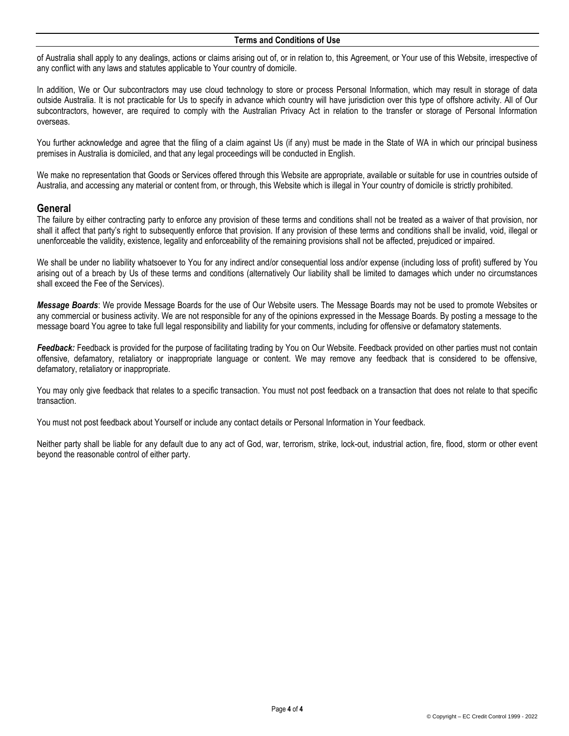of Australia shall apply to any dealings, actions or claims arising out of, or in relation to, this Agreement, or Your use of this Website, irrespective of any conflict with any laws and statutes applicable to Your country of domicile.

In addition, We or Our subcontractors may use cloud technology to store or process Personal Information, which may result in storage of data outside Australia. It is not practicable for Us to specify in advance which country will have jurisdiction over this type of offshore activity. All of Our subcontractors, however, are required to comply with the Australian Privacy Act in relation to the transfer or storage of Personal Information overseas.

You further acknowledge and agree that the filing of a claim against Us (if any) must be made in the State of WA in which our principal business premises in Australia is domiciled, and that any legal proceedings will be conducted in English.

We make no representation that Goods or Services offered through this Website are appropriate, available or suitable for use in countries outside of Australia, and accessing any material or content from, or through, this Website which is illegal in Your country of domicile is strictly prohibited.

## General

The failure by either contracting party to enforce any provision of these terms and conditions shall not be treated as a waiver of that provision, nor shall it affect that party's right to subsequently enforce that provision. If any provision of these terms and conditions shall be invalid, void, illegal or unenforceable the validity, existence, legality and enforceability of the remaining provisions shall not be affected, prejudiced or impaired.

We shall be under no liability whatsoever to You for any indirect and/or consequential loss and/or expense (including loss of profit) suffered by You arising out of a breach by Us of these terms and conditions (alternatively Our liability shall be limited to damages which under no circumstances shall exceed the Fee of the Services).

***Message Boards***: We provide Message Boards for the use of Our Website users. The Message Boards may not be used to promote Websites or any commercial or business activity. We are not responsible for any of the opinions expressed in the Message Boards. By posting a message to the message board You agree to take full legal responsibility and liability for your comments, including for offensive or defamatory statements.

***Feedback:*** Feedback is provided for the purpose of facilitating trading by You on Our Website. Feedback provided on other parties must not contain offensive, defamatory, retaliatory or inappropriate language or content. We may remove any feedback that is considered to be offensive, defamatory, retaliatory or inappropriate.

You may only give feedback that relates to a specific transaction. You must not post feedback on a transaction that does not relate to that specific transaction.

You must not post feedback about Yourself or include any contact details or Personal Information in Your feedback.

Neither party shall be liable for any default due to any act of God, war, terrorism, strike, lock-out, industrial action, fire, flood, storm or other event beyond the reasonable control of either party.